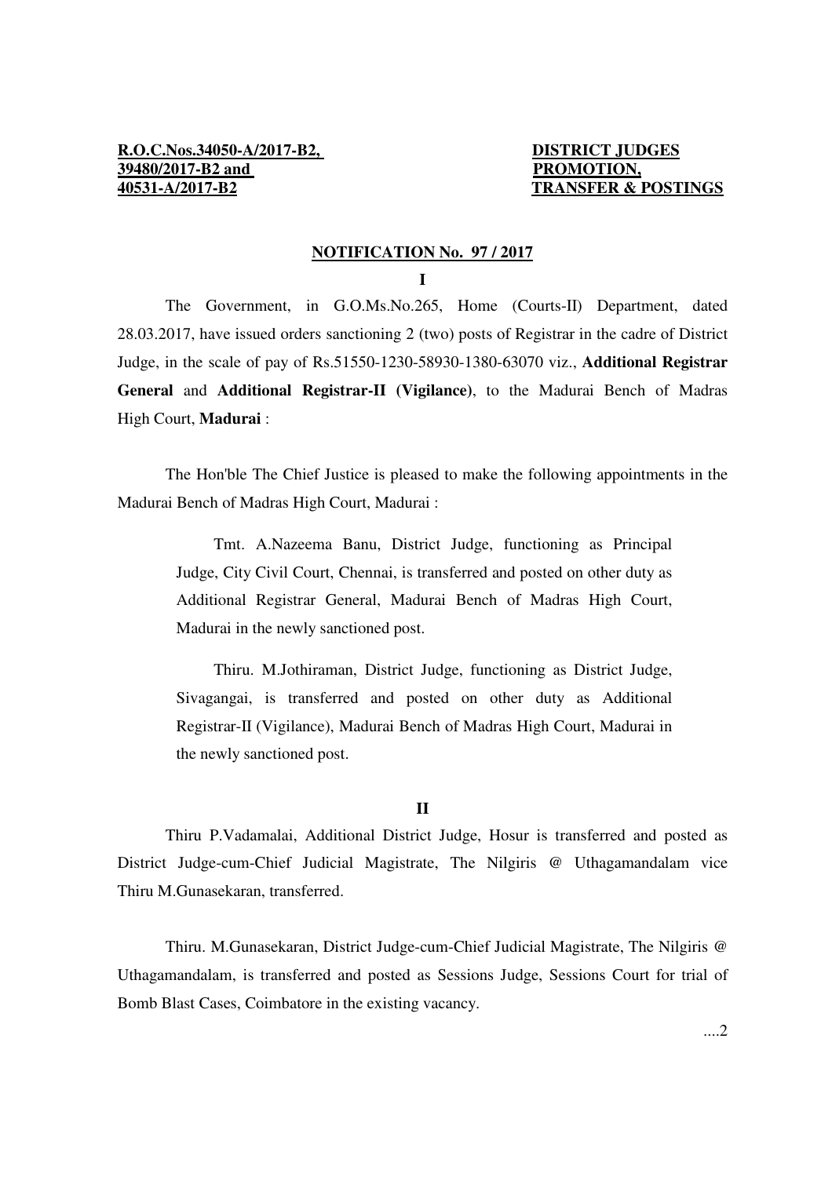**R.O.C.Nos.34050-A/2017-B2,**
**39480/2017-B2 and**
**40531-A/2017-B2**

**DISTRICT JUDGES**
**PROMOTION,**
**TRANSFER & POSTINGS**

## NOTIFICATION No. 97 / 2017

**I**

The Government, in G.O.Ms.No.265, Home (Courts-II) Department, dated 28.03.2017, have issued orders sanctioning 2 (two) posts of Registrar in the cadre of District Judge, in the scale of pay of Rs.51550-1230-58930-1380-63070 viz., **Additional Registrar General** and **Additional Registrar-II (Vigilance)**, to the Madurai Bench of Madras High Court, **Madurai** :

The Hon'ble The Chief Justice is pleased to make the following appointments in the Madurai Bench of Madras High Court, Madurai :

> Tmt. A.Nazeema Banu, District Judge, functioning as Principal Judge, City Civil Court, Chennai, is transferred and posted on other duty as Additional Registrar General, Madurai Bench of Madras High Court, Madurai in the newly sanctioned post.
>
> Thiru. M.Jothiraman, District Judge, functioning as District Judge, Sivagangai, is transferred and posted on other duty as Additional Registrar-II (Vigilance), Madurai Bench of Madras High Court, Madurai in the newly sanctioned post.

**II**

Thiru P.Vadamalai, Additional District Judge, Hosur is transferred and posted as District Judge-cum-Chief Judicial Magistrate, The Nilgiris @ Uthagamandalam vice Thiru M.Gunasekaran, transferred.

Thiru. M.Gunasekaran, District Judge-cum-Chief Judicial Magistrate, The Nilgiris @ Uthagamandalam, is transferred and posted as Sessions Judge, Sessions Court for trial of Bomb Blast Cases, Coimbatore in the existing vacancy.

....2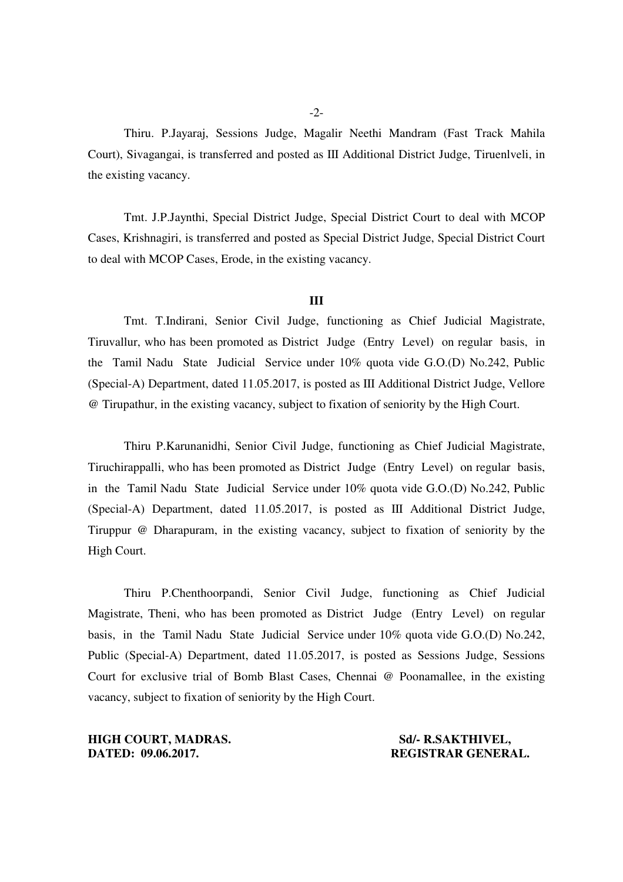Thiru. P.Jayaraj, Sessions Judge, Magalir Neethi Mandram (Fast Track Mahila Court), Sivagangai, is transferred and posted as III Additional District Judge, Tiruenlveli, in the existing vacancy.

Tmt. J.P.Jaynthi, Special District Judge, Special District Court to deal with MCOP Cases, Krishnagiri, is transferred and posted as Special District Judge, Special District Court to deal with MCOP Cases, Erode, in the existing vacancy.

**III**

Tmt. T.Indirani, Senior Civil Judge, functioning as Chief Judicial Magistrate, Tiruvallur, who has been promoted as District Judge (Entry Level) on regular basis, in the Tamil Nadu State Judicial Service under 10% quota vide G.O.(D) No.242, Public (Special-A) Department, dated 11.05.2017, is posted as III Additional District Judge, Vellore @ Tirupathur, in the existing vacancy, subject to fixation of seniority by the High Court.

Thiru P.Karunanidhi, Senior Civil Judge, functioning as Chief Judicial Magistrate, Tiruchirappalli, who has been promoted as District Judge (Entry Level) on regular basis, in the Tamil Nadu State Judicial Service under 10% quota vide G.O.(D) No.242, Public (Special-A) Department, dated 11.05.2017, is posted as III Additional District Judge, Tiruppur @ Dharapuram, in the existing vacancy, subject to fixation of seniority by the High Court.

Thiru P.Chenthoorpandi, Senior Civil Judge, functioning as Chief Judicial Magistrate, Theni, who has been promoted as District Judge (Entry Level) on regular basis, in the Tamil Nadu State Judicial Service under 10% quota vide G.O.(D) No.242, Public (Special-A) Department, dated 11.05.2017, is posted as Sessions Judge, Sessions Court for exclusive trial of Bomb Blast Cases, Chennai @ Poonamallee, in the existing vacancy, subject to fixation of seniority by the High Court.

**HIGH COURT, MADRAS.** **Sd/- R.SAKTHIVEL,**
**DATED: 09.06.2017.** **REGISTRAR GENERAL.**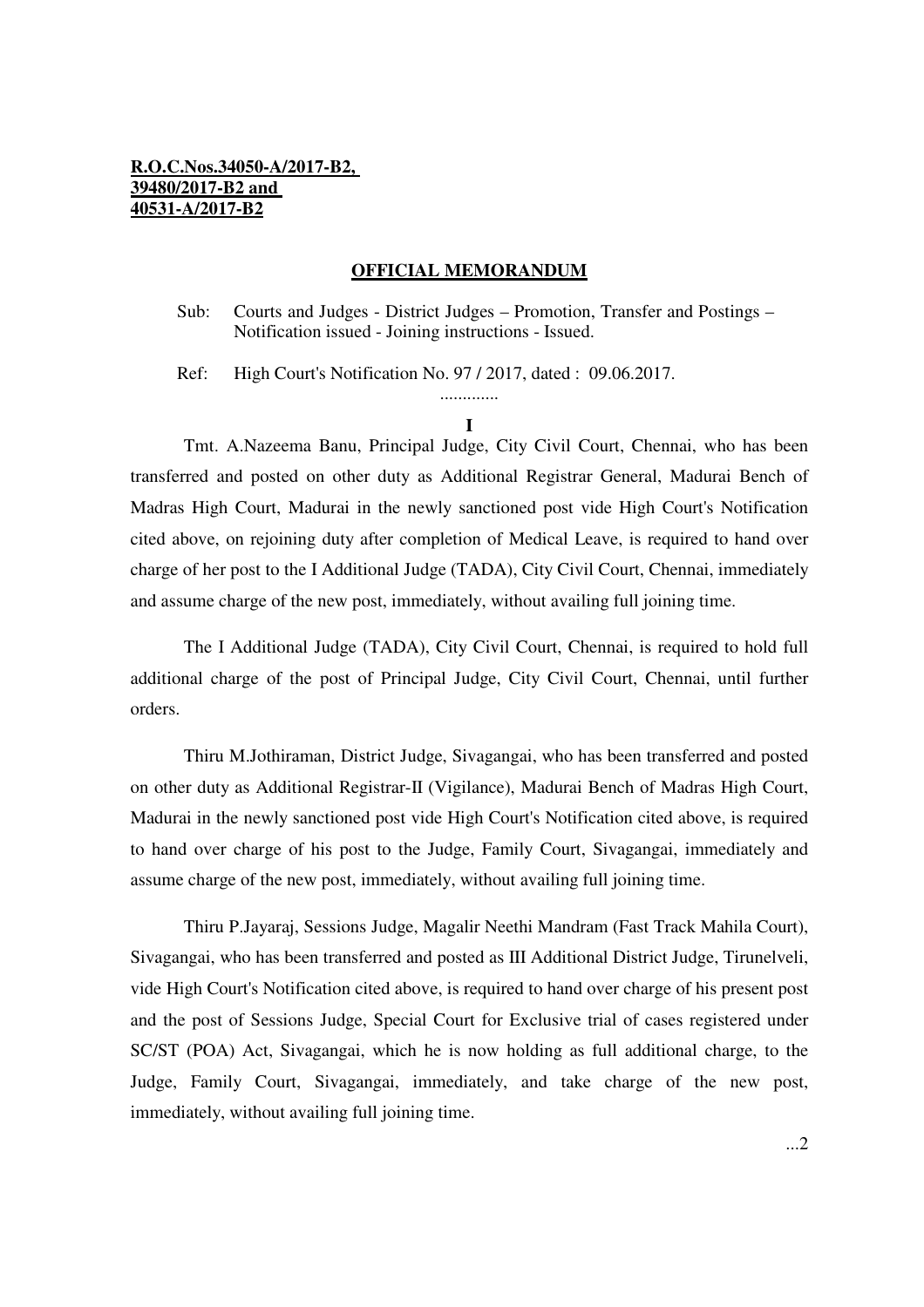**R.O.C.Nos.34050-A/2017-B2,**
**39480/2017-B2 and**
**40531-A/2017-B2**

**OFFICIAL MEMORANDUM**

Sub: Courts and Judges - District Judges – Promotion, Transfer and Postings – Notification issued - Joining instructions - Issued.

Ref: High Court's Notification No. 97 / 2017, dated : 09.06.2017.

.............

**I**

Tmt. A.Nazeema Banu, Principal Judge, City Civil Court, Chennai, who has been transferred and posted on other duty as Additional Registrar General, Madurai Bench of Madras High Court, Madurai in the newly sanctioned post vide High Court's Notification cited above, on rejoining duty after completion of Medical Leave, is required to hand over charge of her post to the I Additional Judge (TADA), City Civil Court, Chennai, immediately and assume charge of the new post, immediately, without availing full joining time.

The I Additional Judge (TADA), City Civil Court, Chennai, is required to hold full additional charge of the post of Principal Judge, City Civil Court, Chennai, until further orders.

Thiru M.Jothiraman, District Judge, Sivagangai, who has been transferred and posted on other duty as Additional Registrar-II (Vigilance), Madurai Bench of Madras High Court, Madurai in the newly sanctioned post vide High Court's Notification cited above, is required to hand over charge of his post to the Judge, Family Court, Sivagangai, immediately and assume charge of the new post, immediately, without availing full joining time.

Thiru P.Jayaraj, Sessions Judge, Magalir Neethi Mandram (Fast Track Mahila Court), Sivagangai, who has been transferred and posted as III Additional District Judge, Tirunelveli, vide High Court's Notification cited above, is required to hand over charge of his present post and the post of Sessions Judge, Special Court for Exclusive trial of cases registered under SC/ST (POA) Act, Sivagangai, which he is now holding as full additional charge, to the Judge, Family Court, Sivagangai, immediately, and take charge of the new post, immediately, without availing full joining time.

...2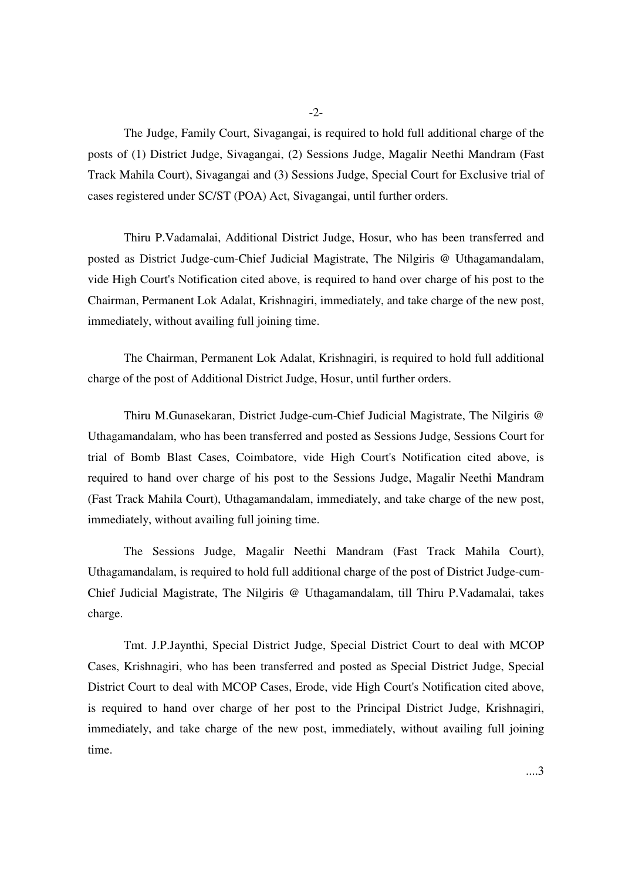The Judge, Family Court, Sivagangai, is required to hold full additional charge of the posts of (1) District Judge, Sivagangai, (2) Sessions Judge, Magalir Neethi Mandram (Fast Track Mahila Court), Sivagangai and (3) Sessions Judge, Special Court for Exclusive trial of cases registered under SC/ST (POA) Act, Sivagangai, until further orders.

Thiru P.Vadamalai, Additional District Judge, Hosur, who has been transferred and posted as District Judge-cum-Chief Judicial Magistrate, The Nilgiris @ Uthagamandalam, vide High Court's Notification cited above, is required to hand over charge of his post to the Chairman, Permanent Lok Adalat, Krishnagiri, immediately, and take charge of the new post, immediately, without availing full joining time.

The Chairman, Permanent Lok Adalat, Krishnagiri, is required to hold full additional charge of the post of Additional District Judge, Hosur, until further orders.

Thiru M.Gunasekaran, District Judge-cum-Chief Judicial Magistrate, The Nilgiris @ Uthagamandalam, who has been transferred and posted as Sessions Judge, Sessions Court for trial of Bomb Blast Cases, Coimbatore, vide High Court's Notification cited above, is required to hand over charge of his post to the Sessions Judge, Magalir Neethi Mandram (Fast Track Mahila Court), Uthagamandalam, immediately, and take charge of the new post, immediately, without availing full joining time.

The Sessions Judge, Magalir Neethi Mandram (Fast Track Mahila Court), Uthagamandalam, is required to hold full additional charge of the post of District Judge-cum-Chief Judicial Magistrate, The Nilgiris @ Uthagamandalam, till Thiru P.Vadamalai, takes charge.

Tmt. J.P.Jaynthi, Special District Judge, Special District Court to deal with MCOP Cases, Krishnagiri, who has been transferred and posted as Special District Judge, Special District Court to deal with MCOP Cases, Erode, vide High Court's Notification cited above, is required to hand over charge of her post to the Principal District Judge, Krishnagiri, immediately, and take charge of the new post, immediately, without availing full joining time.

....3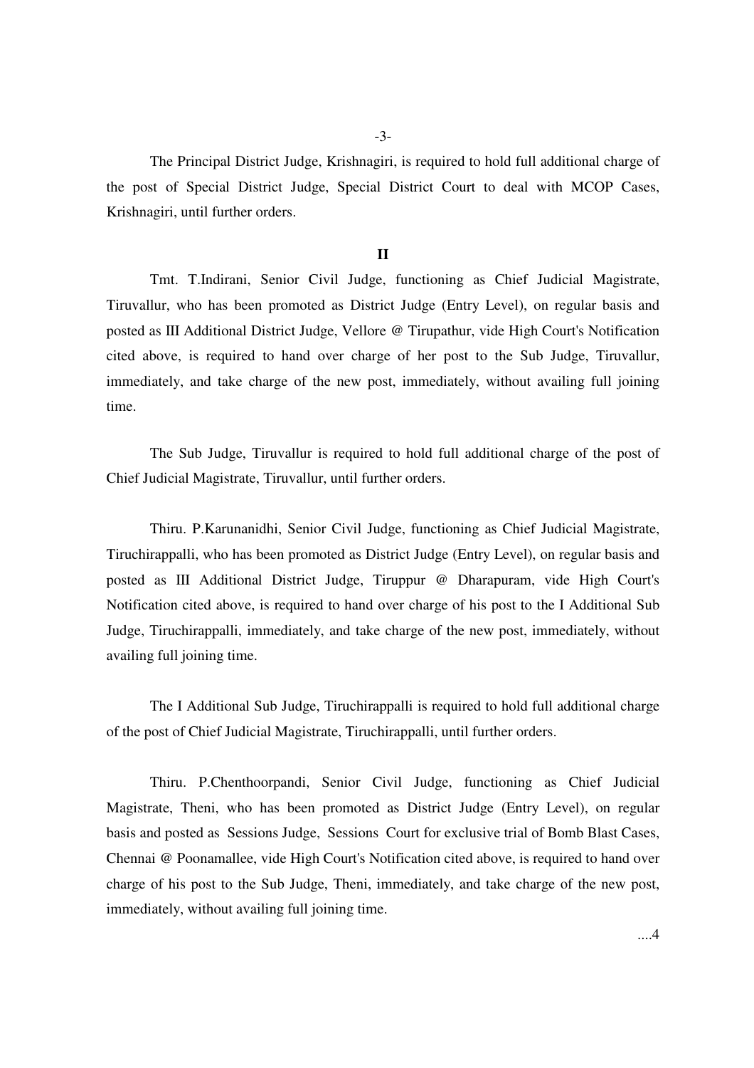The Principal District Judge, Krishnagiri, is required to hold full additional charge of the post of Special District Judge, Special District Court to deal with MCOP Cases, Krishnagiri, until further orders.

**II**

Tmt. T.Indirani, Senior Civil Judge, functioning as Chief Judicial Magistrate, Tiruvallur, who has been promoted as District Judge (Entry Level), on regular basis and posted as III Additional District Judge, Vellore @ Tirupathur, vide High Court's Notification cited above, is required to hand over charge of her post to the Sub Judge, Tiruvallur, immediately, and take charge of the new post, immediately, without availing full joining time.

The Sub Judge, Tiruvallur is required to hold full additional charge of the post of Chief Judicial Magistrate, Tiruvallur, until further orders.

Thiru. P.Karunanidhi, Senior Civil Judge, functioning as Chief Judicial Magistrate, Tiruchirappalli, who has been promoted as District Judge (Entry Level), on regular basis and posted as III Additional District Judge, Tiruppur @ Dharapuram, vide High Court's Notification cited above, is required to hand over charge of his post to the I Additional Sub Judge, Tiruchirappalli, immediately, and take charge of the new post, immediately, without availing full joining time.

The I Additional Sub Judge, Tiruchirappalli is required to hold full additional charge of the post of Chief Judicial Magistrate, Tiruchirappalli, until further orders.

Thiru. P.Chenthoorpandi, Senior Civil Judge, functioning as Chief Judicial Magistrate, Theni, who has been promoted as District Judge (Entry Level), on regular basis and posted as Sessions Judge, Sessions Court for exclusive trial of Bomb Blast Cases, Chennai @ Poonamallee, vide High Court's Notification cited above, is required to hand over charge of his post to the Sub Judge, Theni, immediately, and take charge of the new post, immediately, without availing full joining time.

....4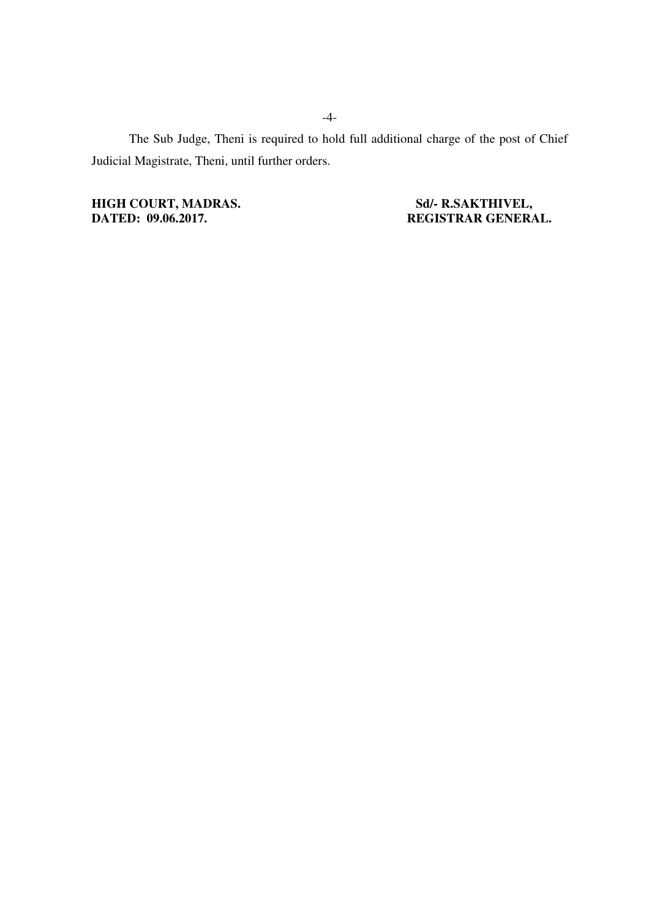The Sub Judge, Theni is required to hold full additional charge of the post of Chief Judicial Magistrate, Theni, until further orders.

**HIGH COURT, MADRAS.** **Sd/- R.SAKTHIVEL,**
**DATED: 09.06.2017.** **REGISTRAR GENERAL.**